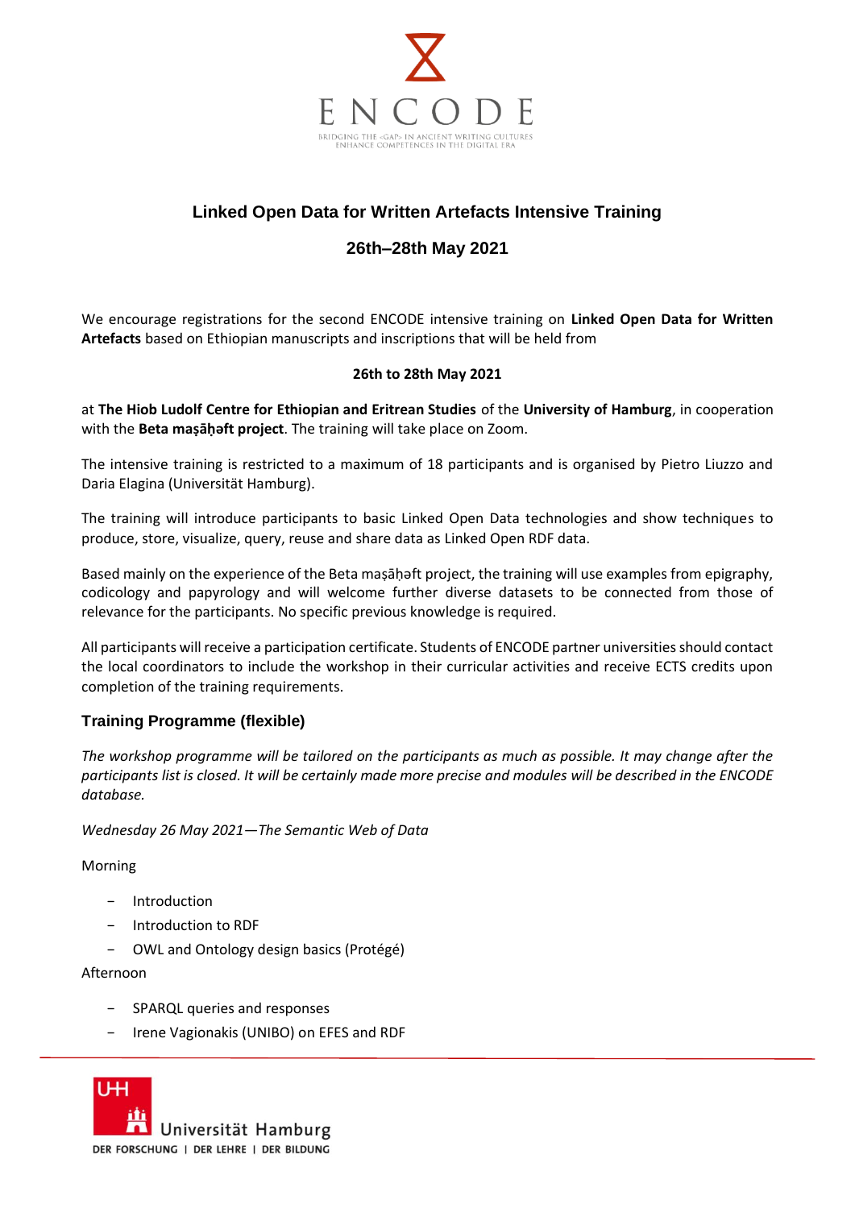ENCODE

BRIDGING THE «GAP» IN ANCIENT WRITING CULTURES
ENHANCE COMPETENCES IN THE DIGITAL ERA

# Linked Open Data for Written Artefacts Intensive Training

## 26th–28th May 2021

We encourage registrations for the second ENCODE intensive training on **Linked Open Data for Written Artefacts** based on Ethiopian manuscripts and inscriptions that will be held from

**26th to 28th May 2021**

at **The Hiob Ludolf Centre for Ethiopian and Eritrean Studies** of the **University of Hamburg**, in cooperation with the **Beta maṣāḥǝft project**. The training will take place on Zoom.

The intensive training is restricted to a maximum of 18 participants and is organised by Pietro Liuzzo and Daria Elagina (Universität Hamburg).

The training will introduce participants to basic Linked Open Data technologies and show techniques to produce, store, visualize, query, reuse and share data as Linked Open RDF data.

Based mainly on the experience of the Beta maṣāḥǝft project, the training will use examples from epigraphy, codicology and papyrology and will welcome further diverse datasets to be connected from those of relevance for the participants. No specific previous knowledge is required.

All participants will receive a participation certificate. Students of ENCODE partner universities should contact the local coordinators to include the workshop in their curricular activities and receive ECTS credits upon completion of the training requirements.

### Training Programme (flexible)

*The workshop programme will be tailored on the participants as much as possible. It may change after the participants list is closed. It will be certainly made more precise and modules will be described in the ENCODE database.*

*Wednesday 26 May 2021—The Semantic Web of Data*

Morning

- Introduction
- Introduction to RDF
- OWL and Ontology design basics (Protégé)

Afternoon

- SPARQL queries and responses
- Irene Vagionakis (UNIBO) on EFES and RDF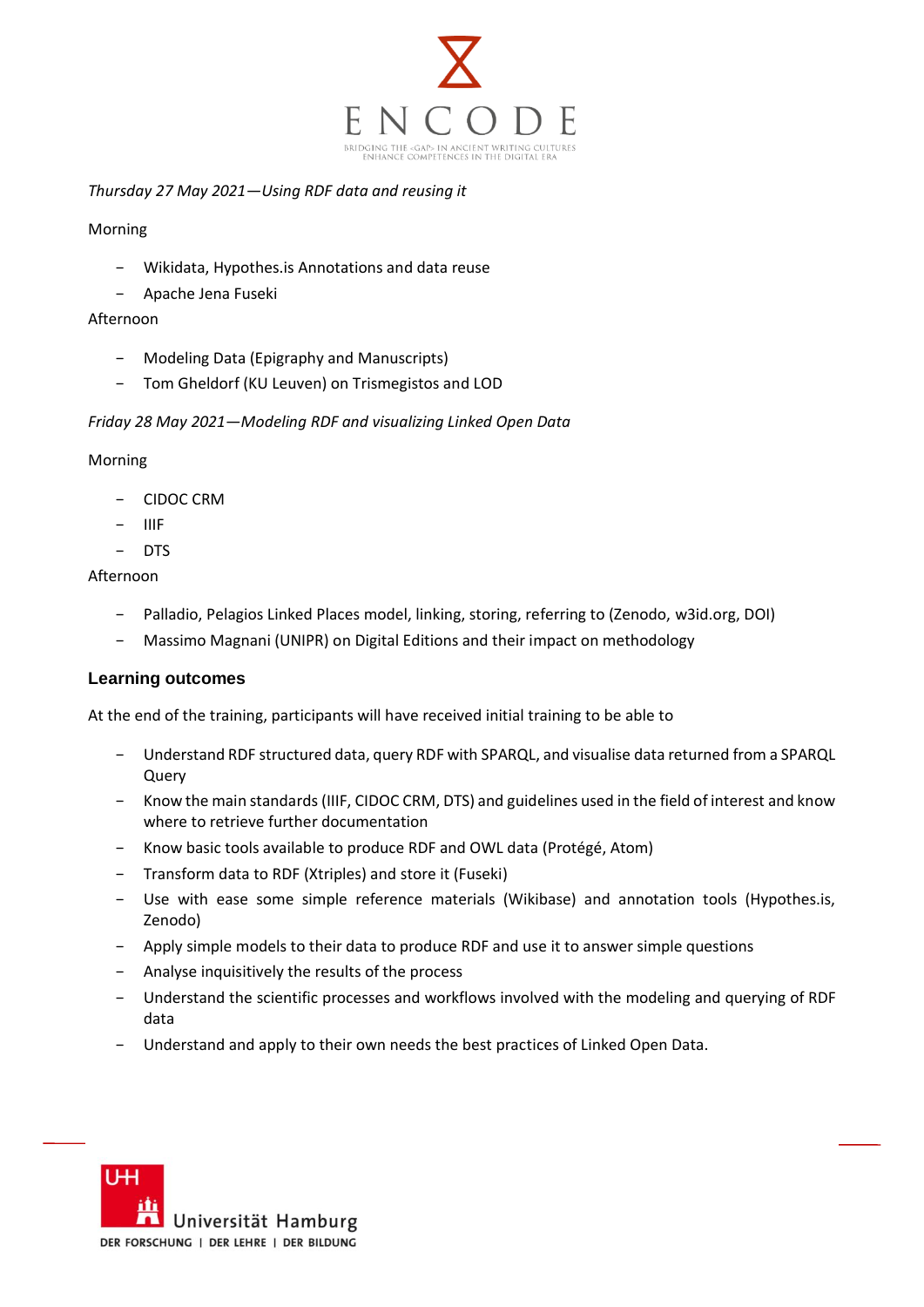*Thursday 27 May 2021—Using RDF data and reusing it*

Morning

- Wikidata, Hypothes.is Annotations and data reuse
- Apache Jena Fuseki

Afternoon

- Modeling Data (Epigraphy and Manuscripts)
- Tom Gheldorf (KU Leuven) on Trismegistos and LOD

*Friday 28 May 2021—Modeling RDF and visualizing Linked Open Data*

Morning

- CIDOC CRM
- IIIF
- DTS

Afternoon

- Palladio, Pelagios Linked Places model, linking, storing, referring to (Zenodo, w3id.org, DOI)
- Massimo Magnani (UNIPR) on Digital Editions and their impact on methodology

### Learning outcomes

At the end of the training, participants will have received initial training to be able to

- Understand RDF structured data, query RDF with SPARQL, and visualise data returned from a SPARQL Query
- Know the main standards (IIIF, CIDOC CRM, DTS) and guidelines used in the field of interest and know where to retrieve further documentation
- Know basic tools available to produce RDF and OWL data (Protégé, Atom)
- Transform data to RDF (Xtriples) and store it (Fuseki)
- Use with ease some simple reference materials (Wikibase) and annotation tools (Hypothes.is, Zenodo)
- Apply simple models to their data to produce RDF and use it to answer simple questions
- Analyse inquisitively the results of the process
- Understand the scientific processes and workflows involved with the modeling and querying of RDF data
- Understand and apply to their own needs the best practices of Linked Open Data.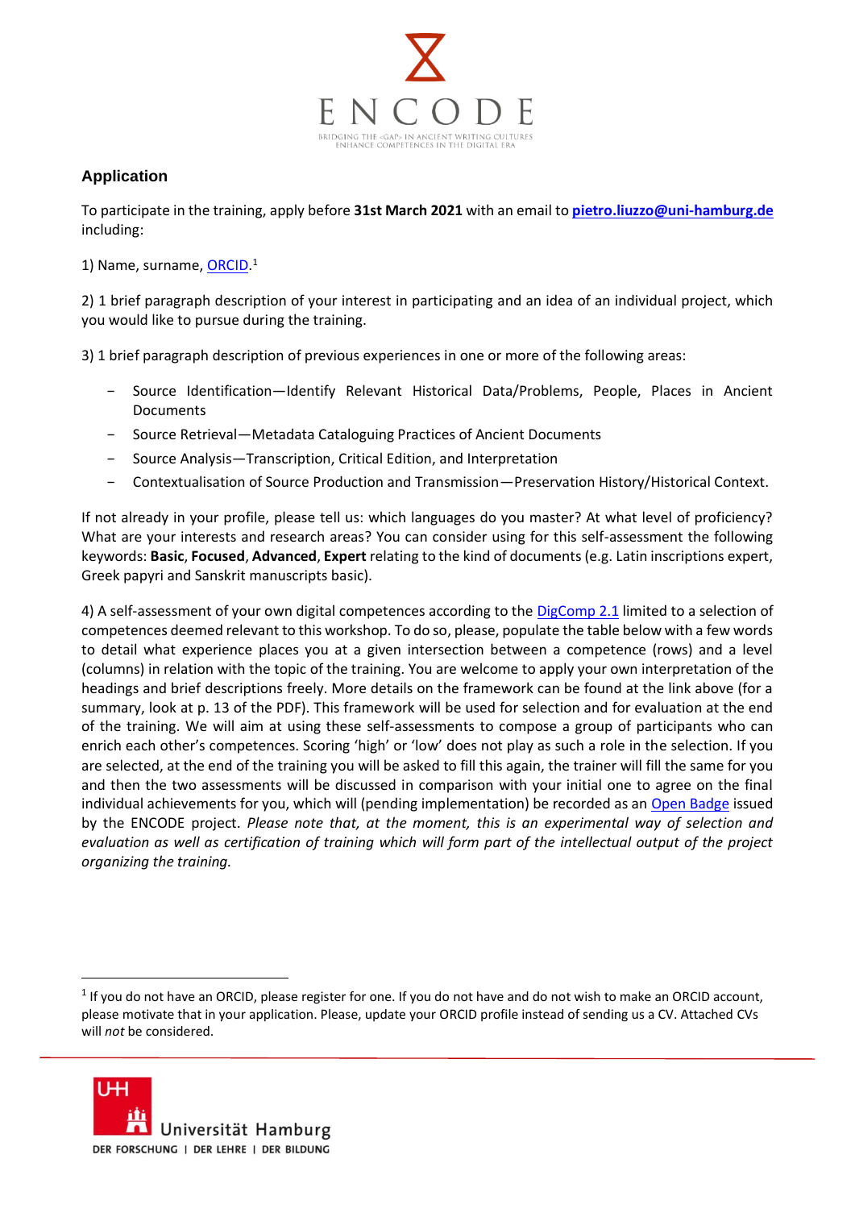## Application

To participate in the training, apply before **31st March 2021** with an email to **pietro.liuzzo@uni-hamburg.de** including:

1) Name, surname, ORCID.[1]

2) 1 brief paragraph description of your interest in participating and an idea of an individual project, which you would like to pursue during the training.

3) 1 brief paragraph description of previous experiences in one or more of the following areas:

- Source Identification—Identify Relevant Historical Data/Problems, People, Places in Ancient Documents
- Source Retrieval—Metadata Cataloguing Practices of Ancient Documents
- Source Analysis—Transcription, Critical Edition, and Interpretation
- Contextualisation of Source Production and Transmission—Preservation History/Historical Context.

If not already in your profile, please tell us: which languages do you master? At what level of proficiency? What are your interests and research areas? You can consider using for this self-assessment the following keywords: **Basic**, **Focused**, **Advanced**, **Expert** relating to the kind of documents (e.g. Latin inscriptions expert, Greek papyri and Sanskrit manuscripts basic).

4) A self-assessment of your own digital competences according to the DigComp 2.1 limited to a selection of competences deemed relevant to this workshop. To do so, please, populate the table below with a few words to detail what experience places you at a given intersection between a competence (rows) and a level (columns) in relation with the topic of the training. You are welcome to apply your own interpretation of the headings and brief descriptions freely. More details on the framework can be found at the link above (for a summary, look at p. 13 of the PDF). This framework will be used for selection and for evaluation at the end of the training. We will aim at using these self-assessments to compose a group of participants who can enrich each other's competences. Scoring 'high' or 'low' does not play as such a role in the selection. If you are selected, at the end of the training you will be asked to fill this again, the trainer will fill the same for you and then the two assessments will be discussed in comparison with your initial one to agree on the final individual achievements for you, which will (pending implementation) be recorded as an Open Badge issued by the ENCODE project. *Please note that, at the moment, this is an experimental way of selection and evaluation as well as certification of training which will form part of the intellectual output of the project organizing the training.*

[1] If you do not have an ORCID, please register for one. If you do not have and do not wish to make an ORCID account, please motivate that in your application. Please, update your ORCID profile instead of sending us a CV. Attached CVs will *not* be considered.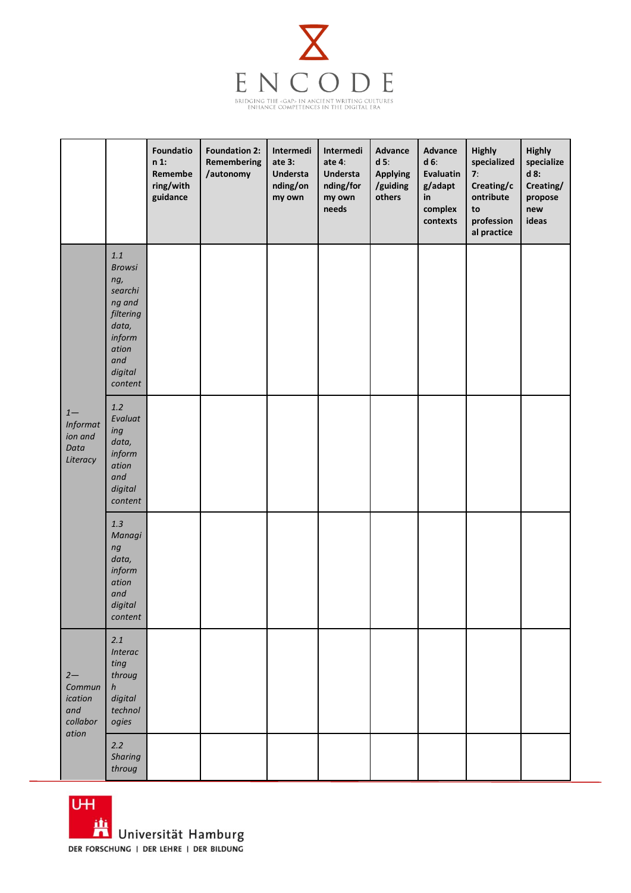| | | Foundation 1: Remembering/with guidance | Foundation 2: Remembering/autonomy | Intermediate 3: Understanding/on my own | Intermediate 4: Understanding/for my own needs | Advanced 5: Applying/guiding others | Advanced 6: Evaluating/adapt in complex contexts | Highly specialized 7: Creating/contribute to professional practice | Highly specialized 8: Creating/propose new ideas |
|---|---|---|---|---|---|---|---|---|---|
| *1—Information and Data Literacy* | *1.1 Browsing, searching and filtering data, information and digital content* | | | | | | | | |
| | *1.2 Evaluating data, information and digital content* | | | | | | | | |
| | *1.3 Managing data, information and digital content* | | | | | | | | |
| *2—Communication and collaboration* | *2.1 Interacting through digital technologies* | | | | | | | | |
| | *2.2 Sharing throug* | | | | | | | | |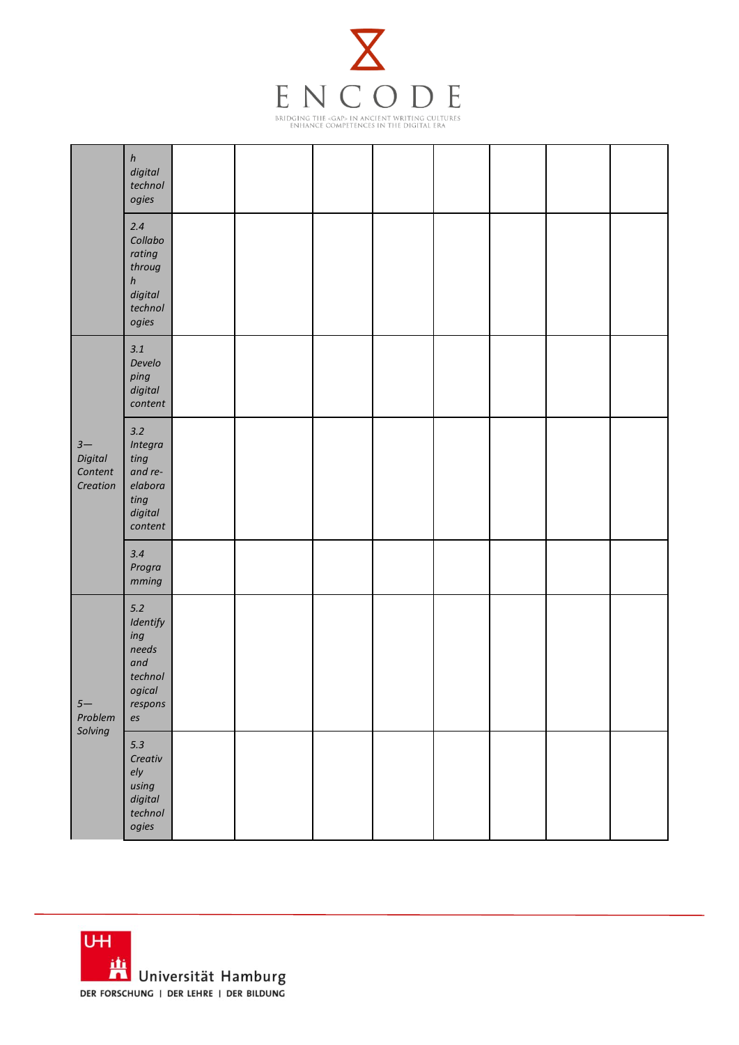|  |  |  |  |  |  |  |  |  |  |
|---|---|---|---|---|---|---|---|---|---|
|  | *h digital technologies* |  |  |  |  |  |  |  |  |
|  | *2.4 Collaborating through digital technologies* |  |  |  |  |  |  |  |  |
| *3— Digital Content Creation* | *3.1 Developing digital content* |  |  |  |  |  |  |  |  |
|  | *3.2 Integrating and re-elaborating digital content* |  |  |  |  |  |  |  |  |
|  | *3.4 Programming* |  |  |  |  |  |  |  |  |
| *5— Problem Solving* | *5.2 Identifying needs and technological responses* |  |  |  |  |  |  |  |  |
|  | *5.3 Creatively using digital technologies* |  |  |  |  |  |  |  |  |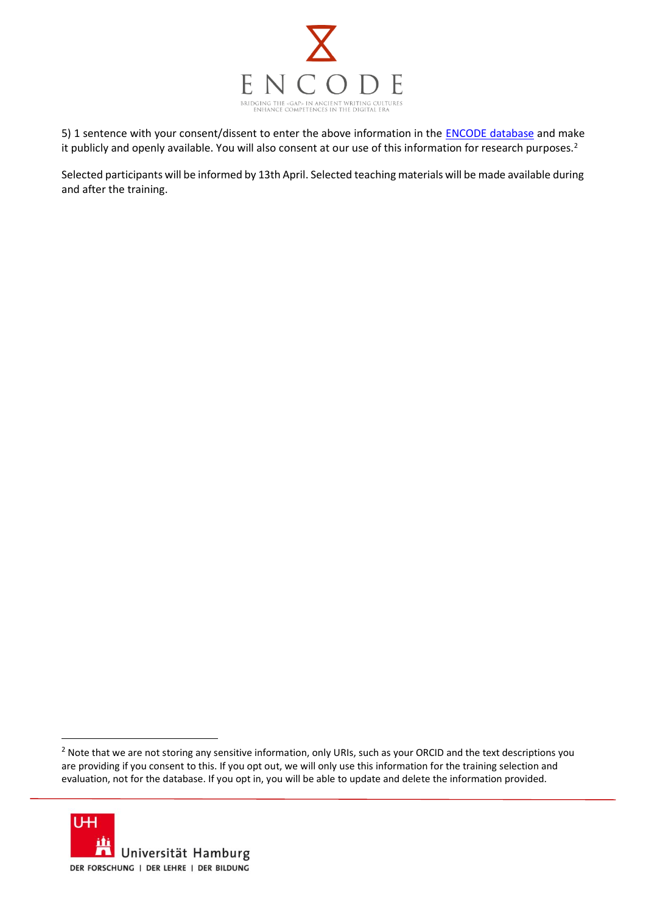5) 1 sentence with your consent/dissent to enter the above information in the ENCODE database and make it publicly and openly available. You will also consent at our use of this information for research purposes.[2]

Selected participants will be informed by 13th April. Selected teaching materials will be made available during and after the training.

[2] Note that we are not storing any sensitive information, only URIs, such as your ORCID and the text descriptions you are providing if you consent to this. If you opt out, we will only use this information for the training selection and evaluation, not for the database. If you opt in, you will be able to update and delete the information provided.